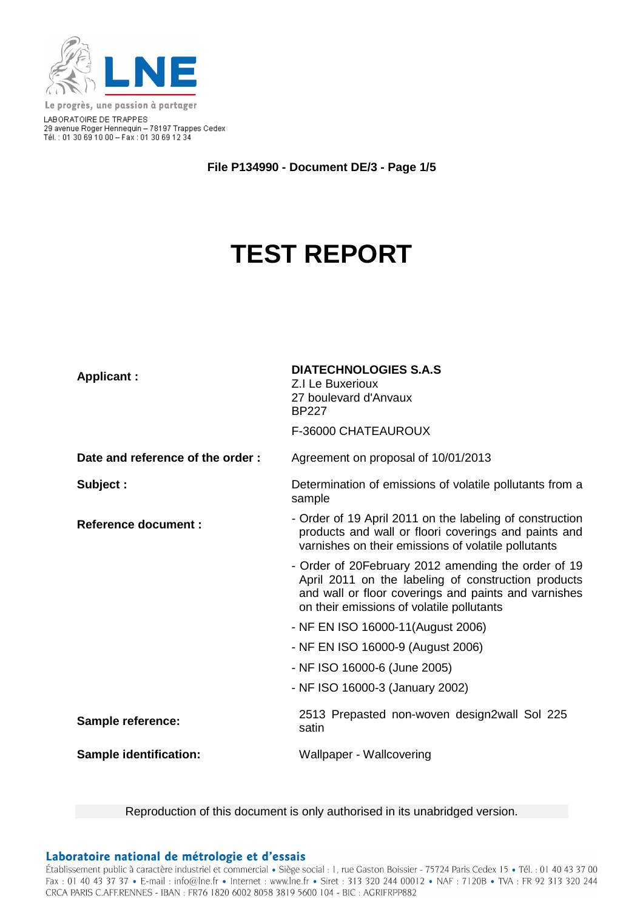LNE

Le progrès, une passion à partager

LABORATOIRE DE TRAPPES
29 avenue Roger Hennequin – 78197 Trappes Cedex
Tél. : 01 30 69 10 00 – Fax : 01 30 69 12 34

**File P134990 - Document DE/3 - Page 1/5**

# TEST REPORT

**Applicant :**

**DIATECHNOLOGIES S.A.S**
Z.I Le Buxerioux
27 boulevard d'Anvaux
BP227

F-36000 CHATEAUROUX

**Date and reference of the order :** Agreement on proposal of 10/01/2013

**Subject :** Determination of emissions of volatile pollutants from a sample

**Reference document :**

- Order of 19 April 2011 on the labeling of construction products and wall or floori coverings and paints and varnishes on their emissions of volatile pollutants
- Order of 20February 2012 amending the order of 19 April 2011 on the labeling of construction products and wall or floor coverings and paints and varnishes on their emissions of volatile pollutants
- NF EN ISO 16000-11(August 2006)
- NF EN ISO 16000-9 (August 2006)
- NF ISO 16000-6 (June 2005)
- NF ISO 16000-3 (January 2002)

**Sample reference:** 2513 Prepasted non-woven design2wall Sol 225 satin

**Sample identification:** Wallpaper - Wallcovering

Reproduction of this document is only authorised in its unabridged version.

**Laboratoire national de métrologie et d'essais**
Établissement public à caractère industriel et commercial • Siège social : 1, rue Gaston Boissier - 75724 Paris Cedex 15 • Tél. : 01 40 43 37 00
Fax : 01 40 43 37 37 • E-mail : info@lne.fr • Internet : www.lne.fr • Siret : 313 320 244 00012 • NAF : 7120B • TVA : FR 92 313 320 244
CRCA PARIS C.AFF.RENNES - IBAN : FR76 1820 6002 8058 3819 5600 104 - BIC : AGRIFRPP882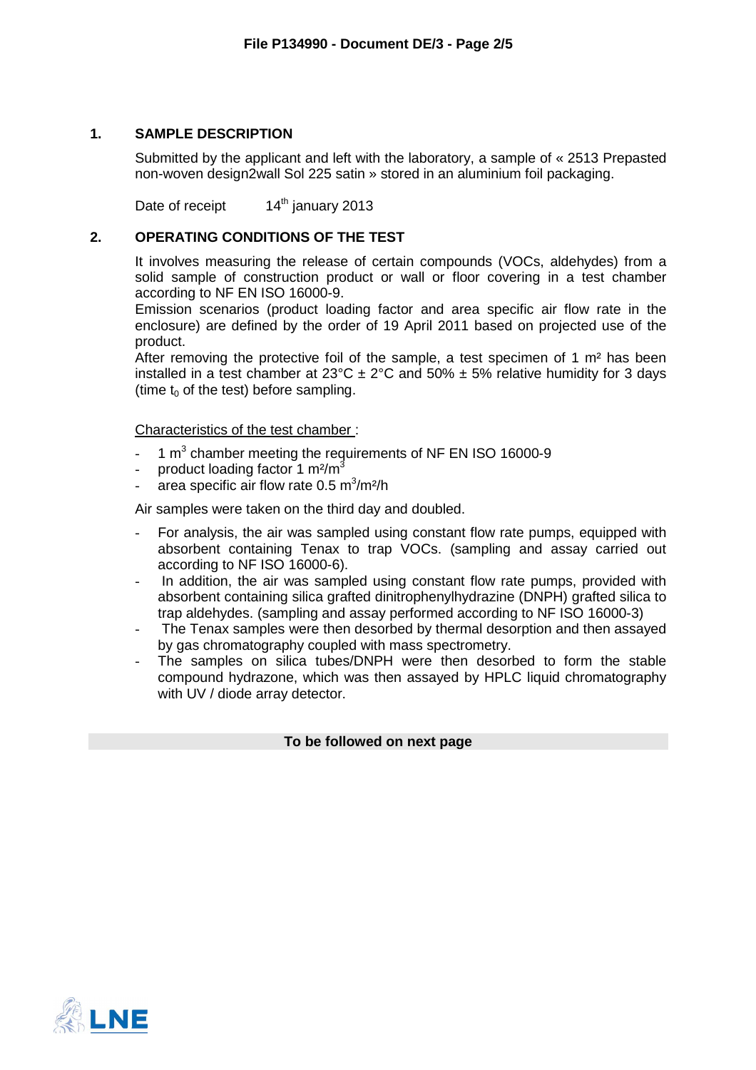## 1. SAMPLE DESCRIPTION

Submitted by the applicant and left with the laboratory, a sample of « 2513 Prepasted non-woven design2wall Sol 225 satin » stored in an aluminium foil packaging.

Date of receipt 14[th] january 2013

## 2. OPERATING CONDITIONS OF THE TEST

It involves measuring the release of certain compounds (VOCs, aldehydes) from a solid sample of construction product or wall or floor covering in a test chamber according to NF EN ISO 16000-9.

Emission scenarios (product loading factor and area specific air flow rate in the enclosure) are defined by the order of 19 April 2011 based on projected use of the product.

After removing the protective foil of the sample, a test specimen of 1 m² has been installed in a test chamber at 23°C ± 2°C and 50% ± 5% relative humidity for 3 days (time $t_0$ of the test) before sampling.

Characteristics of the test chamber :

- 1 $m^3$ chamber meeting the requirements of NF EN ISO 16000-9
- product loading factor 1 $m^2/m^3$
- area specific air flow rate 0.5 $m^3/m^2/h$

Air samples were taken on the third day and doubled.

- For analysis, the air was sampled using constant flow rate pumps, equipped with absorbent containing Tenax to trap VOCs. (sampling and assay carried out according to NF ISO 16000-6).
- In addition, the air was sampled using constant flow rate pumps, provided with absorbent containing silica grafted dinitrophenylhydrazine (DNPH) grafted silica to trap aldehydes. (sampling and assay performed according to NF ISO 16000-3)
- The Tenax samples were then desorbed by thermal desorption and then assayed by gas chromatography coupled with mass spectrometry.
- The samples on silica tubes/DNPH were then desorbed to form the stable compound hydrazone, which was then assayed by HPLC liquid chromatography with UV / diode array detector.

**To be followed on next page**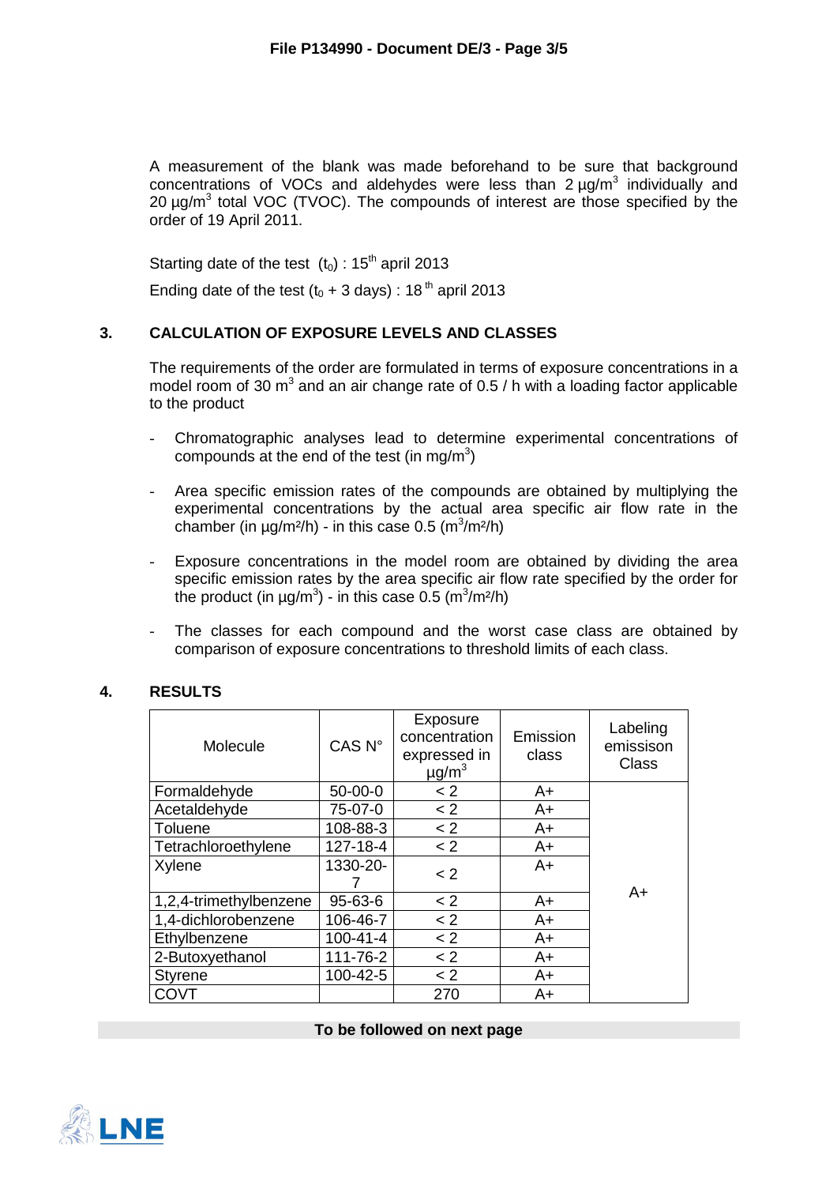A measurement of the blank was made beforehand to be sure that background concentrations of VOCs and aldehydes were less than 2 µg/m$^3$ individually and 20 µg/m$^3$ total VOC (TVOC). The compounds of interest are those specified by the order of 19 April 2011.

Starting date of the test ($t_0$) : 15$^{th}$ april 2013

Ending date of the test ($t_0$ + 3 days) : 18$^{th}$ april 2013

## 3. CALCULATION OF EXPOSURE LEVELS AND CLASSES

The requirements of the order are formulated in terms of exposure concentrations in a model room of 30 m$^3$ and an air change rate of 0.5 / h with a loading factor applicable to the product

- Chromatographic analyses lead to determine experimental concentrations of compounds at the end of the test (in mg/m$^3$)
- Area specific emission rates of the compounds are obtained by multiplying the experimental concentrations by the actual area specific air flow rate in the chamber (in µg/m²/h) - in this case 0.5 (m$^3$/m²/h)
- Exposure concentrations in the model room are obtained by dividing the area specific emission rates by the area specific air flow rate specified by the order for the product (in µg/m$^3$) - in this case 0.5 (m$^3$/m²/h)
- The classes for each compound and the worst case class are obtained by comparison of exposure concentrations to threshold limits of each class.

## 4. RESULTS

| Molecule | CAS N° | Exposure concentration expressed in µg/m$^3$ | Emission class | Labeling emission Class |
|---|---|---|---|---|
| Formaldehyde | 50-00-0 | < 2 | A+ | A+ |
| Acetaldehyde | 75-07-0 | < 2 | A+ | |
| Toluene | 108-88-3 | < 2 | A+ | |
| Tetrachloroethylene | 127-18-4 | < 2 | A+ | |
| Xylene | 1330-20-7 | < 2 | A+ | |
| 1,2,4-trimethylbenzene | 95-63-6 | < 2 | A+ | |
| 1,4-dichlorobenzene | 106-46-7 | < 2 | A+ | |
| Ethylbenzene | 100-41-4 | < 2 | A+ | |
| 2-Butoxyethanol | 111-76-2 | < 2 | A+ | |
| Styrene | 100-42-5 | < 2 | A+ | |
| COVT | | 270 | A+ | |

**To be followed on next page**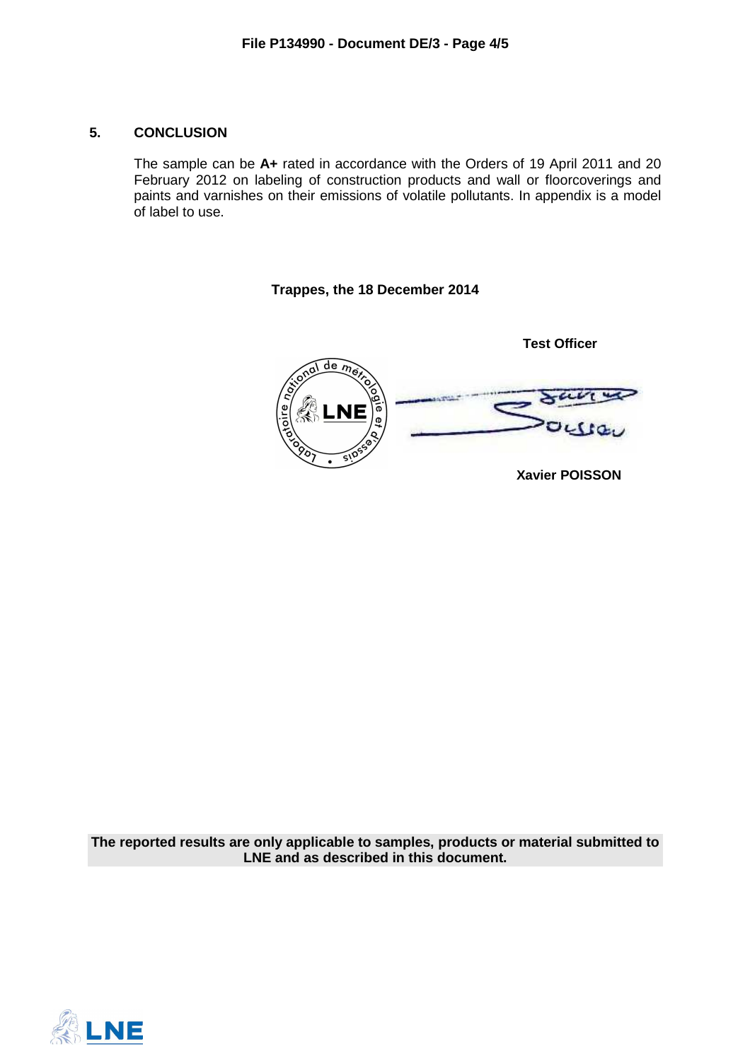## 5. CONCLUSION

The sample can be **A+** rated in accordance with the Orders of 19 April 2011 and 20 February 2012 on labeling of construction products and wall or floorcoverings and paints and varnishes on their emissions of volatile pollutants. In appendix is a model of label to use.

**Trappes, the 18 December 2014**

**Test Officer**

**Xavier POISSON**

**The reported results are only applicable to samples, products or material submitted to LNE and as described in this document.**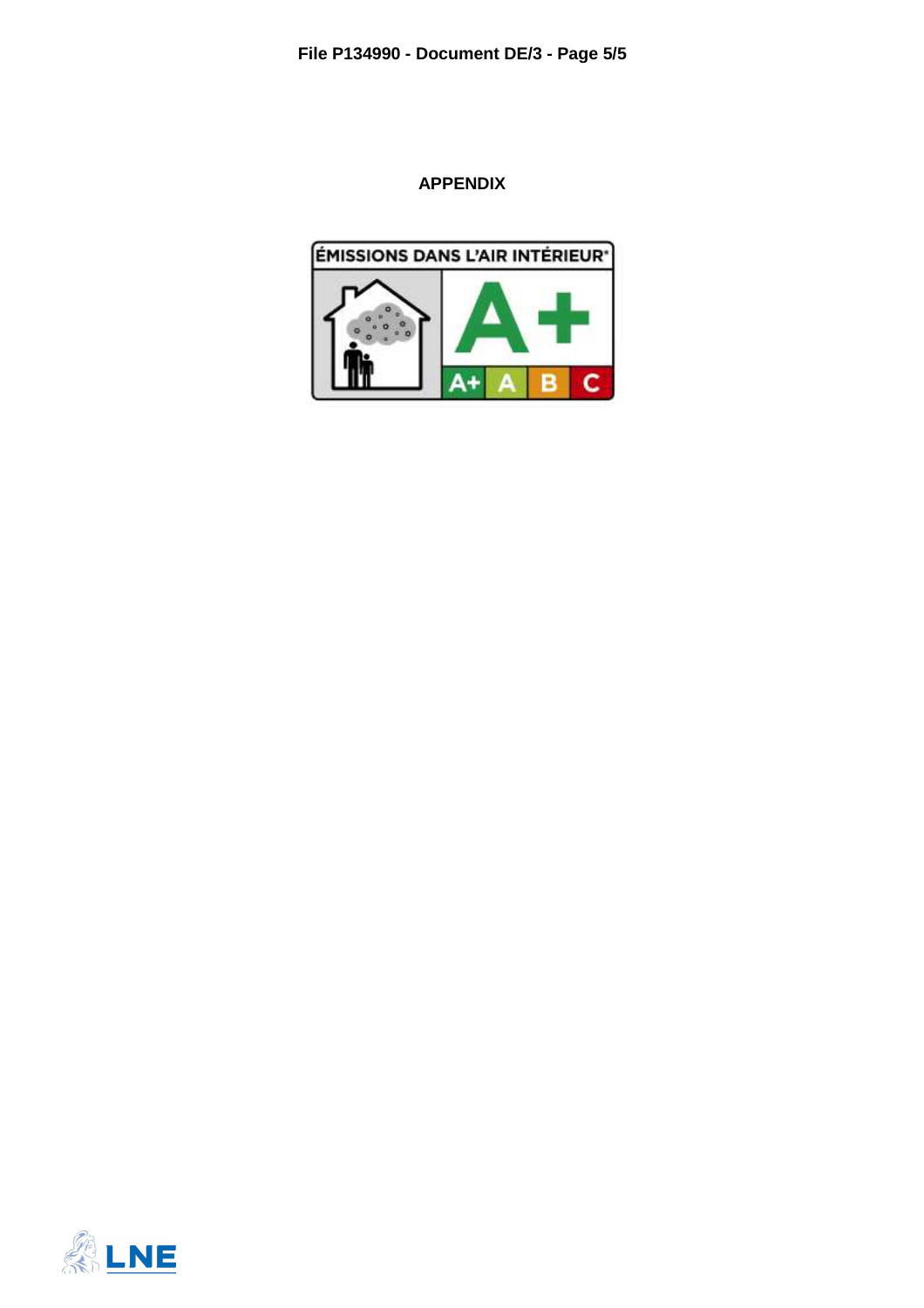**APPENDIX**

ÉMISSIONS DANS L'AIR INTÉRIEUR*

A+

A+ A B C